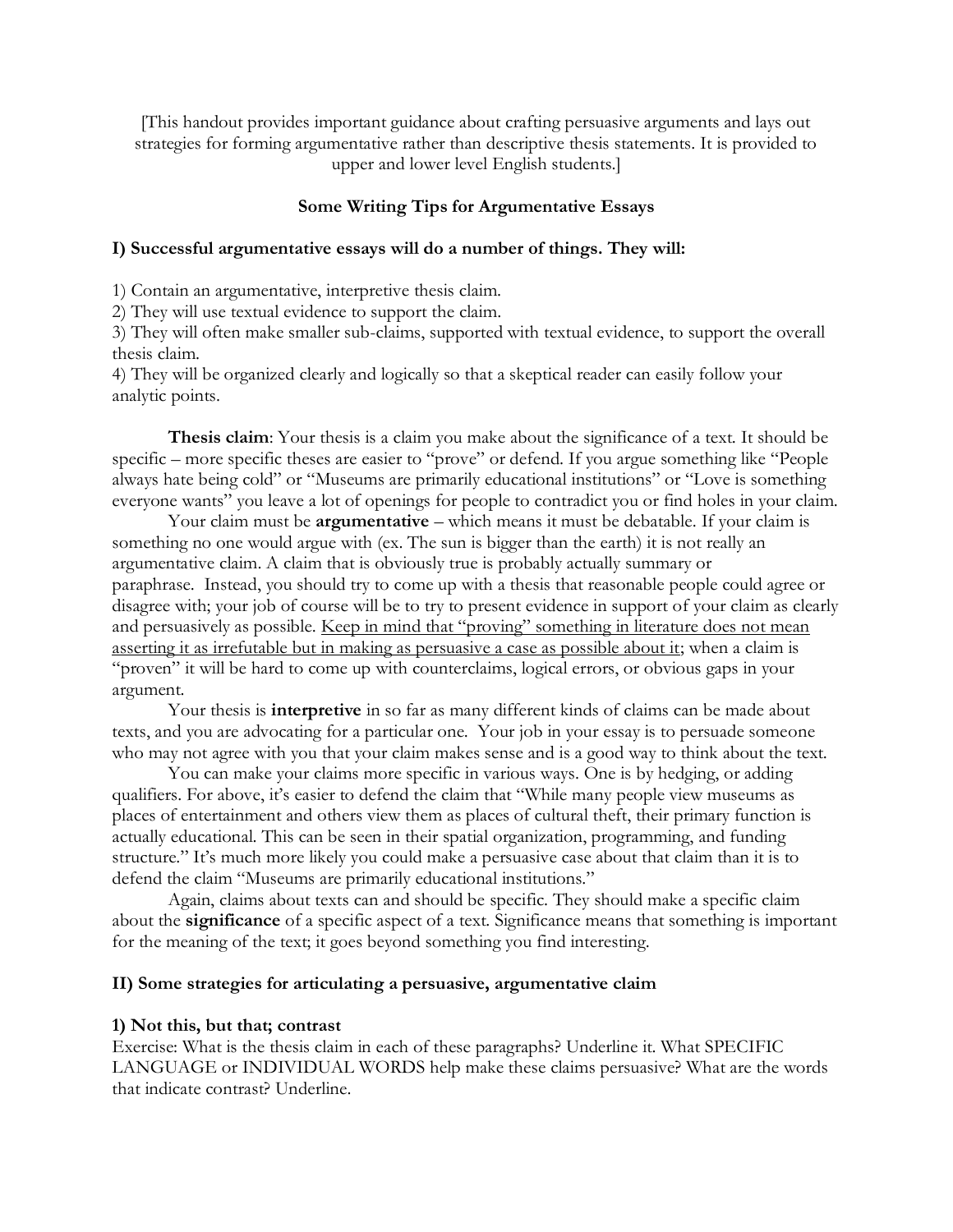[This handout provides important guidance about crafting persuasive arguments and lays out strategies for forming argumentative rather than descriptive thesis statements. It is provided to upper and lower level English students.]

## Some Writing Tips for Argumentative Essays

### I) Successful argumentative essays will do a number of things. They will:

1) Contain an argumentative, interpretive thesis claim.
2) They will use textual evidence to support the claim.
3) They will often make smaller sub-claims, supported with textual evidence, to support the overall thesis claim.
4) They will be organized clearly and logically so that a skeptical reader can easily follow your analytic points.

**Thesis claim**: Your thesis is a claim you make about the significance of a text. It should be specific – more specific theses are easier to "prove" or defend. If you argue something like "People always hate being cold" or "Museums are primarily educational institutions" or "Love is something everyone wants" you leave a lot of openings for people to contradict you or find holes in your claim.

Your claim must be **argumentative** – which means it must be debatable. If your claim is something no one would argue with (ex. The sun is bigger than the earth) it is not really an argumentative claim. A claim that is obviously true is probably actually summary or paraphrase. Instead, you should try to come up with a thesis that reasonable people could agree or disagree with; your job of course will be to try to present evidence in support of your claim as clearly and persuasively as possible. <u>Keep in mind that "proving" something in literature does not mean asserting it as irrefutable but in making as persuasive a case as possible about it</u>; when a claim is "proven" it will be hard to come up with counterclaims, logical errors, or obvious gaps in your argument.

Your thesis is **interpretive** in so far as many different kinds of claims can be made about texts, and you are advocating for a particular one. Your job in your essay is to persuade someone who may not agree with you that your claim makes sense and is a good way to think about the text.

You can make your claims more specific in various ways. One is by hedging, or adding qualifiers. For above, it's easier to defend the claim that "While many people view museums as places of entertainment and others view them as places of cultural theft, their primary function is actually educational. This can be seen in their spatial organization, programming, and funding structure." It's much more likely you could make a persuasive case about that claim than it is to defend the claim "Museums are primarily educational institutions."

Again, claims about texts can and should be specific. They should make a specific claim about the **significance** of a specific aspect of a text. Significance means that something is important for the meaning of the text; it goes beyond something you find interesting.

### II) Some strategies for articulating a persuasive, argumentative claim

#### 1) Not this, but that; contrast

Exercise: What is the thesis claim in each of these paragraphs? Underline it. What SPECIFIC LANGUAGE or INDIVIDUAL WORDS help make these claims persuasive? What are the words that indicate contrast? Underline.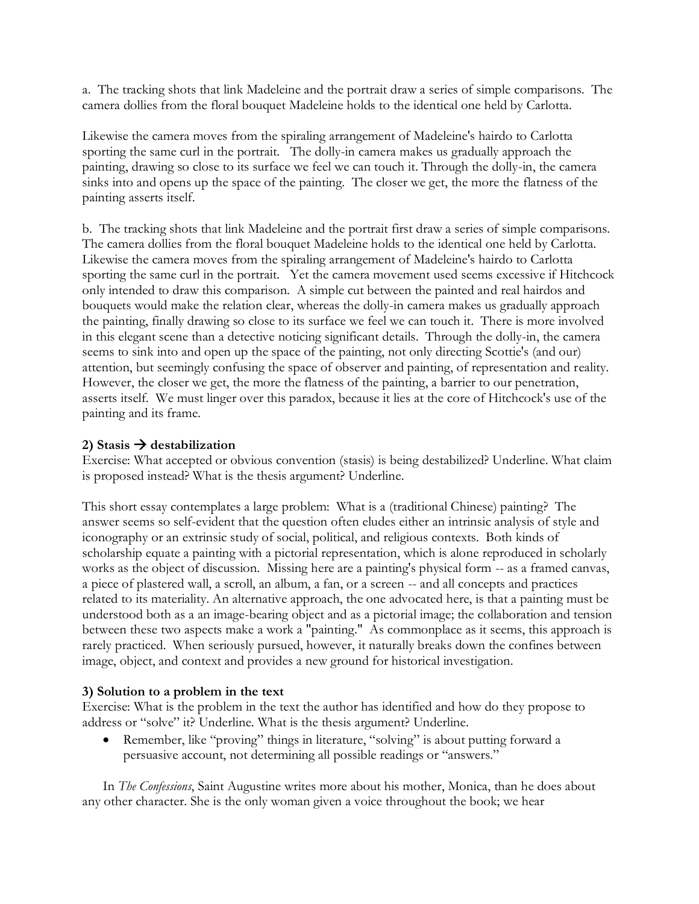a. The tracking shots that link Madeleine and the portrait draw a series of simple comparisons. The camera dollies from the floral bouquet Madeleine holds to the identical one held by Carlotta.

Likewise the camera moves from the spiraling arrangement of Madeleine's hairdo to Carlotta sporting the same curl in the portrait. The dolly-in camera makes us gradually approach the painting, drawing so close to its surface we feel we can touch it. Through the dolly-in, the camera sinks into and opens up the space of the painting. The closer we get, the more the flatness of the painting asserts itself.

b. The tracking shots that link Madeleine and the portrait first draw a series of simple comparisons. The camera dollies from the floral bouquet Madeleine holds to the identical one held by Carlotta. Likewise the camera moves from the spiraling arrangement of Madeleine's hairdo to Carlotta sporting the same curl in the portrait. Yet the camera movement used seems excessive if Hitchcock only intended to draw this comparison. A simple cut between the painted and real hairdos and bouquets would make the relation clear, whereas the dolly-in camera makes us gradually approach the painting, finally drawing so close to its surface we feel we can touch it. There is more involved in this elegant scene than a detective noticing significant details. Through the dolly-in, the camera seems to sink into and open up the space of the painting, not only directing Scottie's (and our) attention, but seemingly confusing the space of observer and painting, of representation and reality. However, the closer we get, the more the flatness of the painting, a barrier to our penetration, asserts itself. We must linger over this paradox, because it lies at the core of Hitchcock's use of the painting and its frame.

### 2) Stasis → destabilization

Exercise: What accepted or obvious convention (stasis) is being destabilized? Underline. What claim is proposed instead? What is the thesis argument? Underline.

This short essay contemplates a large problem: What is a (traditional Chinese) painting? The answer seems so self-evident that the question often eludes either an intrinsic analysis of style and iconography or an extrinsic study of social, political, and religious contexts. Both kinds of scholarship equate a painting with a pictorial representation, which is alone reproduced in scholarly works as the object of discussion. Missing here are a painting's physical form -- as a framed canvas, a piece of plastered wall, a scroll, an album, a fan, or a screen -- and all concepts and practices related to its materiality. An alternative approach, the one advocated here, is that a painting must be understood both as a an image-bearing object and as a pictorial image; the collaboration and tension between these two aspects make a work a "painting." As commonplace as it seems, this approach is rarely practiced. When seriously pursued, however, it naturally breaks down the confines between image, object, and context and provides a new ground for historical investigation.

### 3) Solution to a problem in the text

Exercise: What is the problem in the text the author has identified and how do they propose to address or "solve" it? Underline. What is the thesis argument? Underline.

- Remember, like "proving" things in literature, "solving" is about putting forward a persuasive account, not determining all possible readings or "answers."

In *The Confessions*, Saint Augustine writes more about his mother, Monica, than he does about any other character. She is the only woman given a voice throughout the book; we hear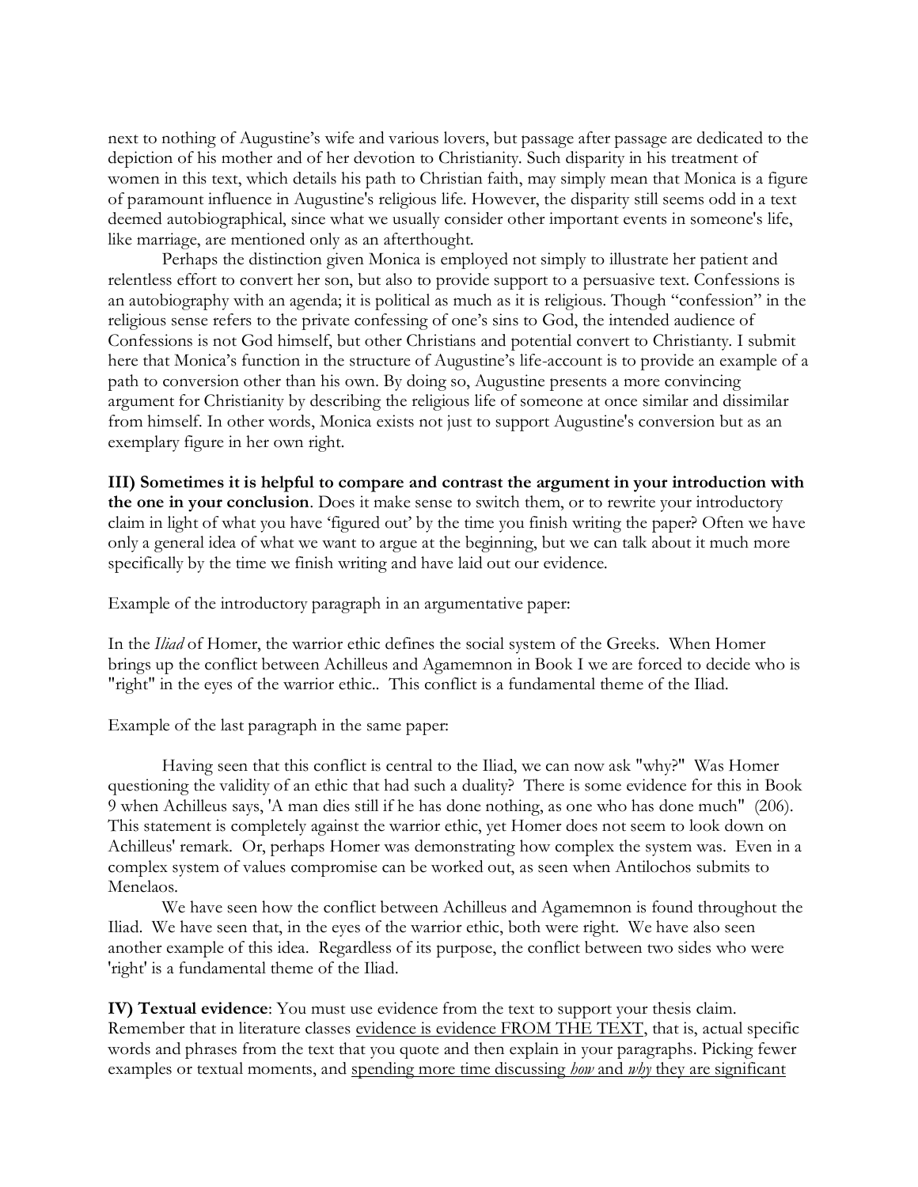next to nothing of Augustine's wife and various lovers, but passage after passage are dedicated to the depiction of his mother and of her devotion to Christianity. Such disparity in his treatment of women in this text, which details his path to Christian faith, may simply mean that Monica is a figure of paramount influence in Augustine's religious life. However, the disparity still seems odd in a text deemed autobiographical, since what we usually consider other important events in someone's life, like marriage, are mentioned only as an afterthought.

Perhaps the distinction given Monica is employed not simply to illustrate her patient and relentless effort to convert her son, but also to provide support to a persuasive text. Confessions is an autobiography with an agenda; it is political as much as it is religious. Though "confession" in the religious sense refers to the private confessing of one's sins to God, the intended audience of Confessions is not God himself, but other Christians and potential convert to Christianty. I submit here that Monica's function in the structure of Augustine's life-account is to provide an example of a path to conversion other than his own. By doing so, Augustine presents a more convincing argument for Christianity by describing the religious life of someone at once similar and dissimilar from himself. In other words, Monica exists not just to support Augustine's conversion but as an exemplary figure in her own right.

**III) Sometimes it is helpful to compare and contrast the argument in your introduction with the one in your conclusion**. Does it make sense to switch them, or to rewrite your introductory claim in light of what you have 'figured out' by the time you finish writing the paper? Often we have only a general idea of what we want to argue at the beginning, but we can talk about it much more specifically by the time we finish writing and have laid out our evidence.

Example of the introductory paragraph in an argumentative paper:

In the *Iliad* of Homer, the warrior ethic defines the social system of the Greeks. When Homer brings up the conflict between Achilleus and Agamemnon in Book I we are forced to decide who is "right" in the eyes of the warrior ethic.. This conflict is a fundamental theme of the Iliad.

Example of the last paragraph in the same paper:

Having seen that this conflict is central to the Iliad, we can now ask "why?" Was Homer questioning the validity of an ethic that had such a duality? There is some evidence for this in Book 9 when Achilleus says, 'A man dies still if he has done nothing, as one who has done much" (206). This statement is completely against the warrior ethic, yet Homer does not seem to look down on Achilleus' remark. Or, perhaps Homer was demonstrating how complex the system was. Even in a complex system of values compromise can be worked out, as seen when Antilochos submits to Menelaos.

We have seen how the conflict between Achilleus and Agamemnon is found throughout the Iliad. We have seen that, in the eyes of the warrior ethic, both were right. We have also seen another example of this idea. Regardless of its purpose, the conflict between two sides who were 'right' is a fundamental theme of the Iliad.

**IV) Textual evidence**: You must use evidence from the text to support your thesis claim. Remember that in literature classes <u>evidence is evidence FROM THE TEXT</u>, that is, actual specific words and phrases from the text that you quote and then explain in your paragraphs. Picking fewer examples or textual moments, and <u>spending more time discussing *how* and *why* they are significant</u>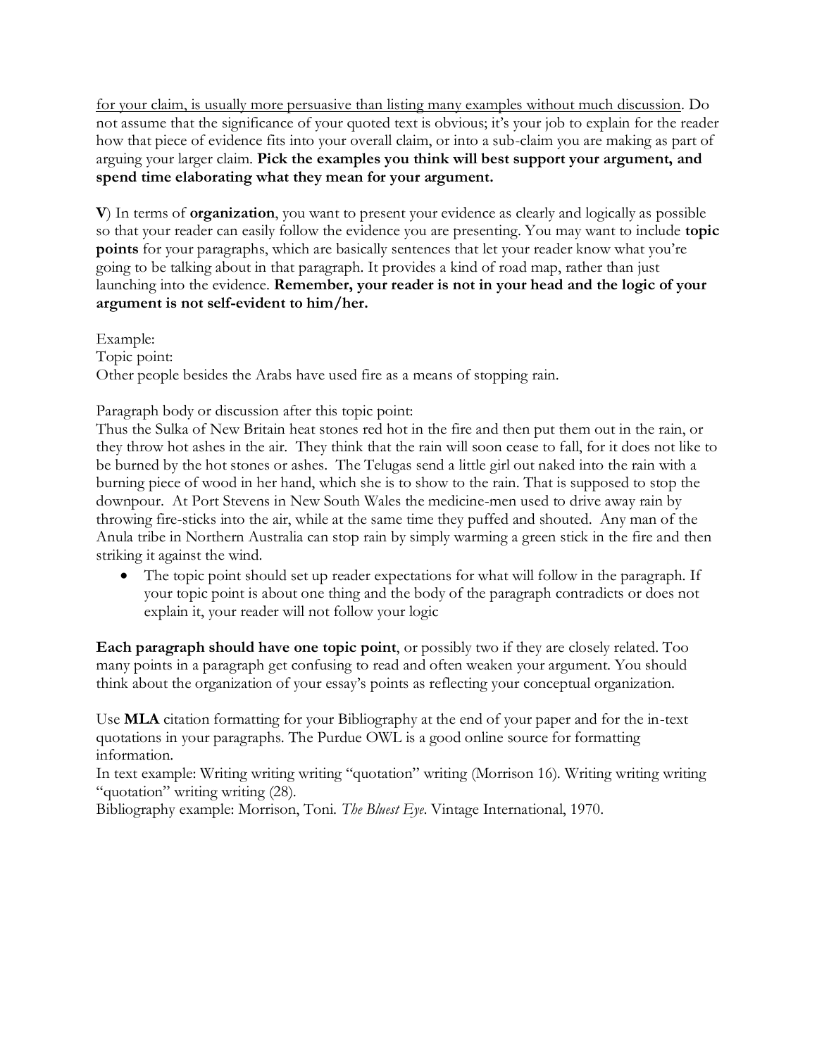<u>for your claim, is usually more persuasive than listing many examples without much discussion</u>. Do not assume that the significance of your quoted text is obvious; it's your job to explain for the reader how that piece of evidence fits into your overall claim, or into a sub-claim you are making as part of arguing your larger claim. **Pick the examples you think will best support your argument, and spend time elaborating what they mean for your argument.**

**V**) In terms of **organization**, you want to present your evidence as clearly and logically as possible so that your reader can easily follow the evidence you are presenting. You may want to include **topic points** for your paragraphs, which are basically sentences that let your reader know what you're going to be talking about in that paragraph. It provides a kind of road map, rather than just launching into the evidence. **Remember, your reader is not in your head and the logic of your argument is not self-evident to him/her.**

Example:
Topic point:
Other people besides the Arabs have used fire as a means of stopping rain.

Paragraph body or discussion after this topic point:
Thus the Sulka of New Britain heat stones red hot in the fire and then put them out in the rain, or they throw hot ashes in the air. They think that the rain will soon cease to fall, for it does not like to be burned by the hot stones or ashes. The Telugas send a little girl out naked into the rain with a burning piece of wood in her hand, which she is to show to the rain. That is supposed to stop the downpour. At Port Stevens in New South Wales the medicine-men used to drive away rain by throwing fire-sticks into the air, while at the same time they puffed and shouted. Any man of the Anula tribe in Northern Australia can stop rain by simply warming a green stick in the fire and then striking it against the wind.

- The topic point should set up reader expectations for what will follow in the paragraph. If your topic point is about one thing and the body of the paragraph contradicts or does not explain it, your reader will not follow your logic

**Each paragraph should have one topic point**, or possibly two if they are closely related. Too many points in a paragraph get confusing to read and often weaken your argument. You should think about the organization of your essay's points as reflecting your conceptual organization.

Use **MLA** citation formatting for your Bibliography at the end of your paper and for the in-text quotations in your paragraphs. The Purdue OWL is a good online source for formatting information.
In text example: Writing writing writing "quotation" writing (Morrison 16). Writing writing writing "quotation" writing writing (28).
Bibliography example: Morrison, Toni. *The Bluest Eye*. Vintage International, 1970.